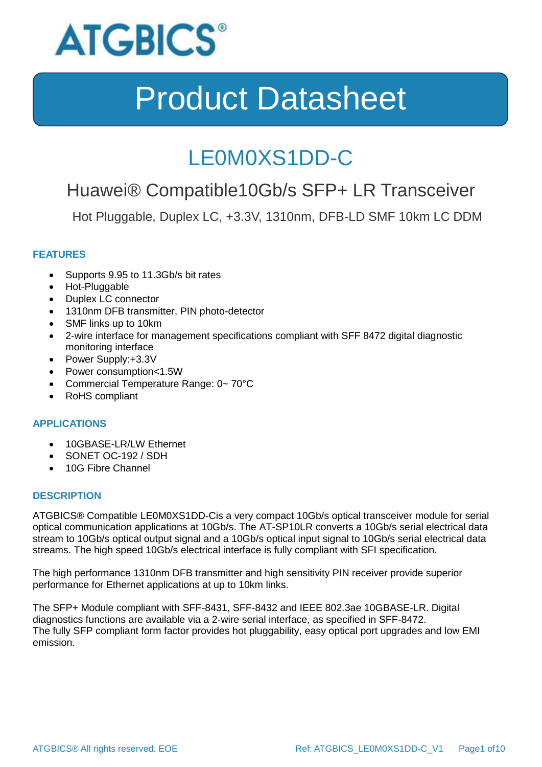ATGBICS®

# Product Datasheet

## LE0M0XS1DD-C

### Huawei® Compatible10Gb/s SFP+ LR Transceiver

Hot Pluggable, Duplex LC, +3.3V, 1310nm, DFB-LD SMF 10km LC DDM

### FEATURES

- Supports 9.95 to 11.3Gb/s bit rates
- Hot-Pluggable
- Duplex LC connector
- 1310nm DFB transmitter, PIN photo-detector
- SMF links up to 10km
- 2-wire interface for management specifications compliant with SFF 8472 digital diagnostic monitoring interface
- Power Supply:+3.3V
- Power consumption<1.5W
- Commercial Temperature Range: 0~ 70°C
- RoHS compliant

### APPLICATIONS

- 10GBASE-LR/LW Ethernet
- SONET OC-192 / SDH
- 10G Fibre Channel

### DESCRIPTION

ATGBICS® Compatible LE0M0XS1DD-Cis a very compact 10Gb/s optical transceiver module for serial optical communication applications at 10Gb/s. The AT-SP10LR converts a 10Gb/s serial electrical data stream to 10Gb/s optical output signal and a 10Gb/s optical input signal to 10Gb/s serial electrical data streams. The high speed 10Gb/s electrical interface is fully compliant with SFI specification.

The high performance 1310nm DFB transmitter and high sensitivity PIN receiver provide superior performance for Ethernet applications at up to 10km links.

The SFP+ Module compliant with SFF-8431, SFF-8432 and IEEE 802.3ae 10GBASE-LR. Digital diagnostics functions are available via a 2-wire serial interface, as specified in SFF-8472.
The fully SFP compliant form factor provides hot pluggability, easy optical port upgrades and low EMI emission.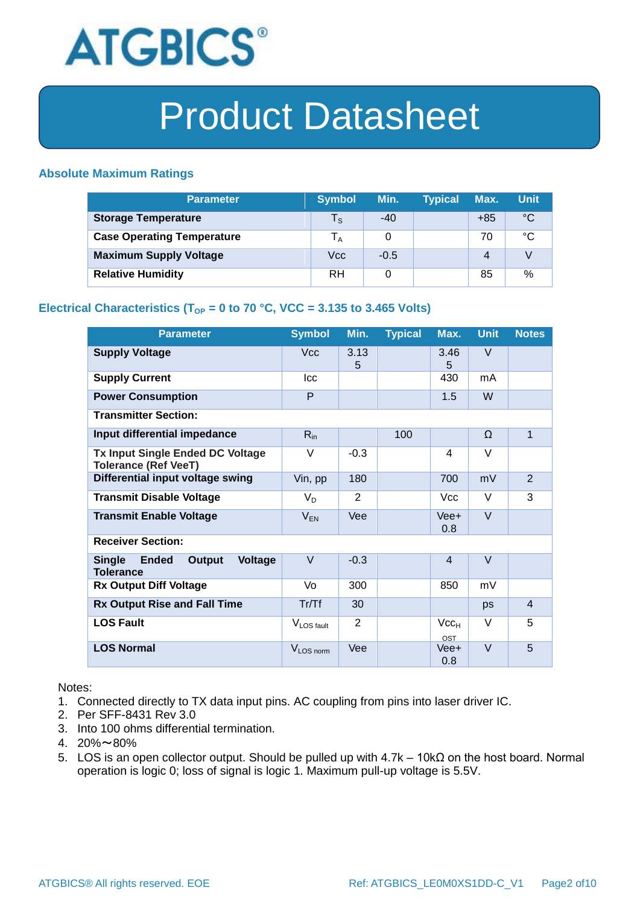# Product Datasheet

## Absolute Maximum Ratings

| Parameter | Symbol | Min. | Typical | Max. | Unit |
|---|---|---|---|---|---|
| **Storage Temperature** | $T_S$ | -40 | | +85 | °C |
| **Case Operating Temperature** | $T_A$ | 0 | | 70 | °C |
| **Maximum Supply Voltage** | Vcc | -0.5 | | 4 | V |
| **Relative Humidity** | RH | 0 | | 85 | % |

## Electrical Characteristics ($T_{OP}$ = 0 to 70 °C, VCC = 3.135 to 3.465 Volts)

| Parameter | Symbol | Min. | Typical | Max. | Unit | Notes |
|---|---|---|---|---|---|---|
| **Supply Voltage** | Vcc | 3.135 | | 3.465 | V | |
| **Supply Current** | Icc | | | 430 | mA | |
| **Power Consumption** | P | | | 1.5 | W | |
| **Transmitter Section:** | | | | | | |
| **Input differential impedance** | $R_{in}$ | | 100 | | Ω | 1 |
| **Tx Input Single Ended DC Voltage Tolerance (Ref VeeT)** | V | -0.3 | | 4 | V | |
| **Differential input voltage swing** | Vin, pp | 180 | | 700 | mV | 2 |
| **Transmit Disable Voltage** | $V_D$ | 2 | | Vcc | V | 3 |
| **Transmit Enable Voltage** | $V_{EN}$ | Vee | | Vee+ 0.8 | V | |
| **Receiver Section:** | | | | | | |
| **Single Ended Output Voltage Tolerance** | V | -0.3 | | 4 | V | |
| **Rx Output Diff Voltage** | Vo | 300 | | 850 | mV | |
| **Rx Output Rise and Fall Time** | Tr/Tf | 30 | | | ps | 4 |
| **LOS Fault** | $V_{LOS\ fault}$ | 2 | | $Vcc_{HOST}$ | V | 5 |
| **LOS Normal** | $V_{LOS\ norm}$ | Vee | | Vee+ 0.8 | V | 5 |

Notes:

1. Connected directly to TX data input pins. AC coupling from pins into laser driver IC.
2. Per SFF-8431 Rev 3.0
3. Into 100 ohms differential termination.
4. 20%～80%
5. LOS is an open collector output. Should be pulled up with 4.7k – 10kΩ on the host board. Normal operation is logic 0; loss of signal is logic 1. Maximum pull-up voltage is 5.5V.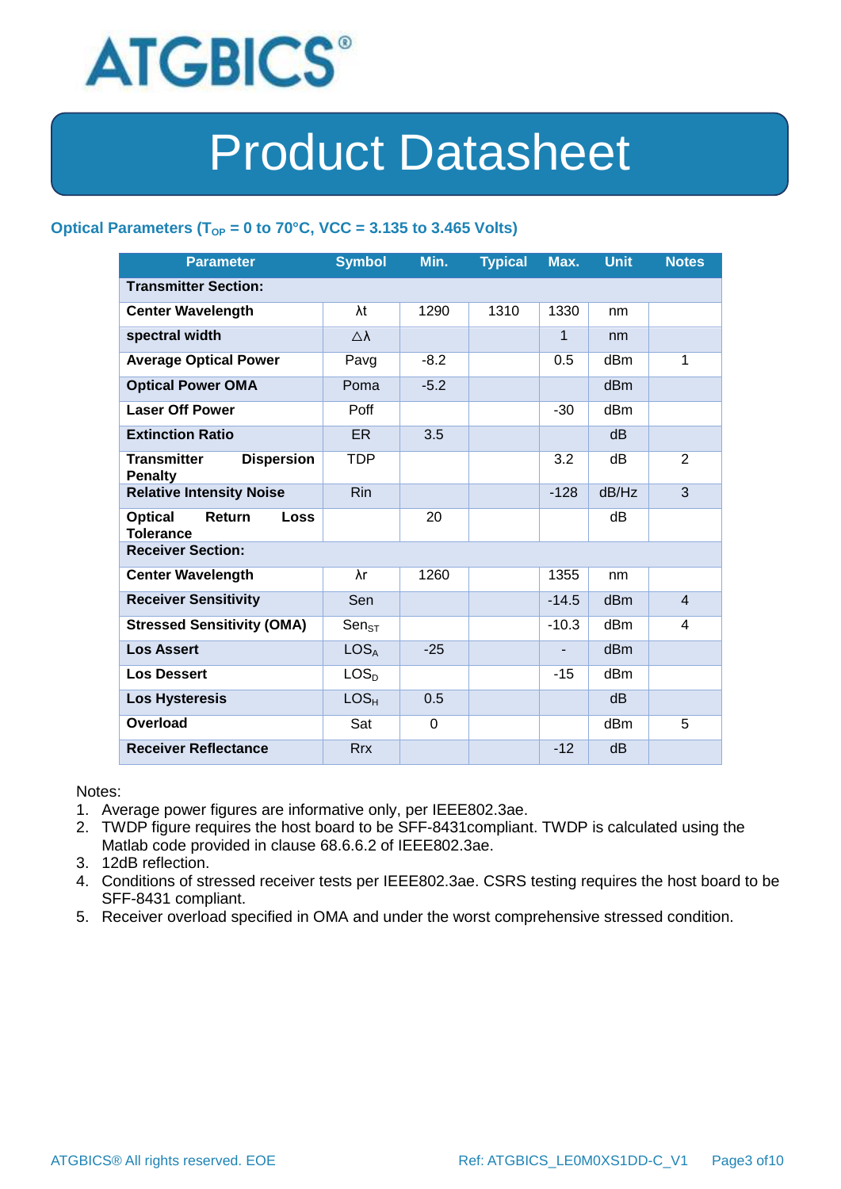# Product Datasheet

### Optical Parameters ($T_{OP}$ = 0 to 70°C, VCC = 3.135 to 3.465 Volts)

| Parameter | Symbol | Min. | Typical | Max. | Unit | Notes |
|---|---|---|---|---|---|---|
| **Transmitter Section:** | | | | | | |
| **Center Wavelength** | λt | 1290 | 1310 | 1330 | nm | |
| **spectral width** | △λ | | | 1 | nm | |
| **Average Optical Power** | Pavg | -8.2 | | 0.5 | dBm | 1 |
| **Optical Power OMA** | Poma | -5.2 | | | dBm | |
| **Laser Off Power** | Poff | | | -30 | dBm | |
| **Extinction Ratio** | ER | 3.5 | | | dB | |
| **Transmitter Dispersion Penalty** | TDP | | | 3.2 | dB | 2 |
| **Relative Intensity Noise** | Rin | | | -128 | dB/Hz | 3 |
| **Optical Return Loss Tolerance** | | 20 | | | dB | |
| **Receiver Section:** | | | | | | |
| **Center Wavelength** | λr | 1260 | | 1355 | nm | |
| **Receiver Sensitivity** | Sen | | | -14.5 | dBm | 4 |
| **Stressed Sensitivity (OMA)** | $Sen_{ST}$ | | | -10.3 | dBm | 4 |
| **Los Assert** | $LOS_A$ | -25 | | - | dBm | |
| **Los Dessert** | $LOS_D$ | | | -15 | dBm | |
| **Los Hysteresis** | $LOS_H$ | 0.5 | | | dB | |
| **Overload** | Sat | 0 | | | dBm | 5 |
| **Receiver Reflectance** | Rrx | | | -12 | dB | |

Notes:

1. Average power figures are informative only, per IEEE802.3ae.
2. TWDP figure requires the host board to be SFF-8431compliant. TWDP is calculated using the Matlab code provided in clause 68.6.6.2 of IEEE802.3ae.
3. 12dB reflection.
4. Conditions of stressed receiver tests per IEEE802.3ae. CSRS testing requires the host board to be SFF-8431 compliant.
5. Receiver overload specified in OMA and under the worst comprehensive stressed condition.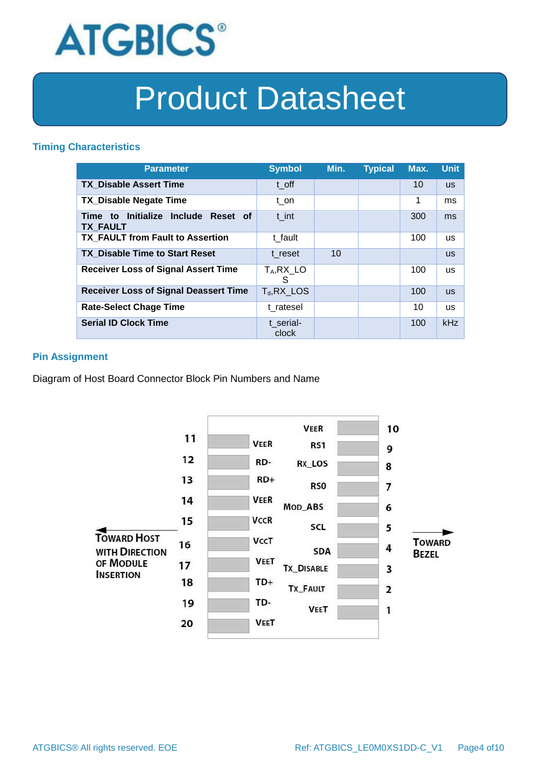## Timing Characteristics

| Parameter | Symbol | Min. | Typical | Max. | Unit |
|---|---|---|---|---|---|
| **TX_Disable Assert Time** | t_off | | | 10 | us |
| **TX_Disable Negate Time** | t_on | | | 1 | ms |
| **Time to Initialize Include Reset of TX_FAULT** | t_int | | | 300 | ms |
| **TX_FAULT from Fault to Assertion** | t_fault | | | 100 | us |
| **TX_Disable Time to Start Reset** | t_reset | 10 | | | us |
| **Receiver Loss of Signal Assert Time** | $T_A$,RX_LOS | | | 100 | us |
| **Receiver Loss of Signal Deassert Time** | $T_d$,RX_LOS | | | 100 | us |
| **Rate-Select Chage Time** | t_ratesel | | | 10 | us |
| **Serial ID Clock Time** | t_serial-clock | | | 100 | kHz |

## Pin Assignment

Diagram of Host Board Connector Block Pin Numbers and Name

| Pin | Name | Pin | Name |
|---|---|---|---|
| 11 | VEER | 10 | VEER |
| 12 | RD- | 9 | RS1 |
| 13 | RD+ | 8 | RX_LOS |
| 14 | VEER | 7 | RS0 |
| 15 | VCCR | 6 | MOD_ABS |
| 16 | VCCT | 5 | SCL |
| 17 | VEET | 4 | SDA |
| 18 | TD+ | 3 | TX_DISABLE |
| 19 | TD- | 2 | TX_FAULT |
| 20 | VEET | 1 | VEET |

← TOWARD HOST WITH DIRECTION OF MODULE INSERTION

→ TOWARD BEZEL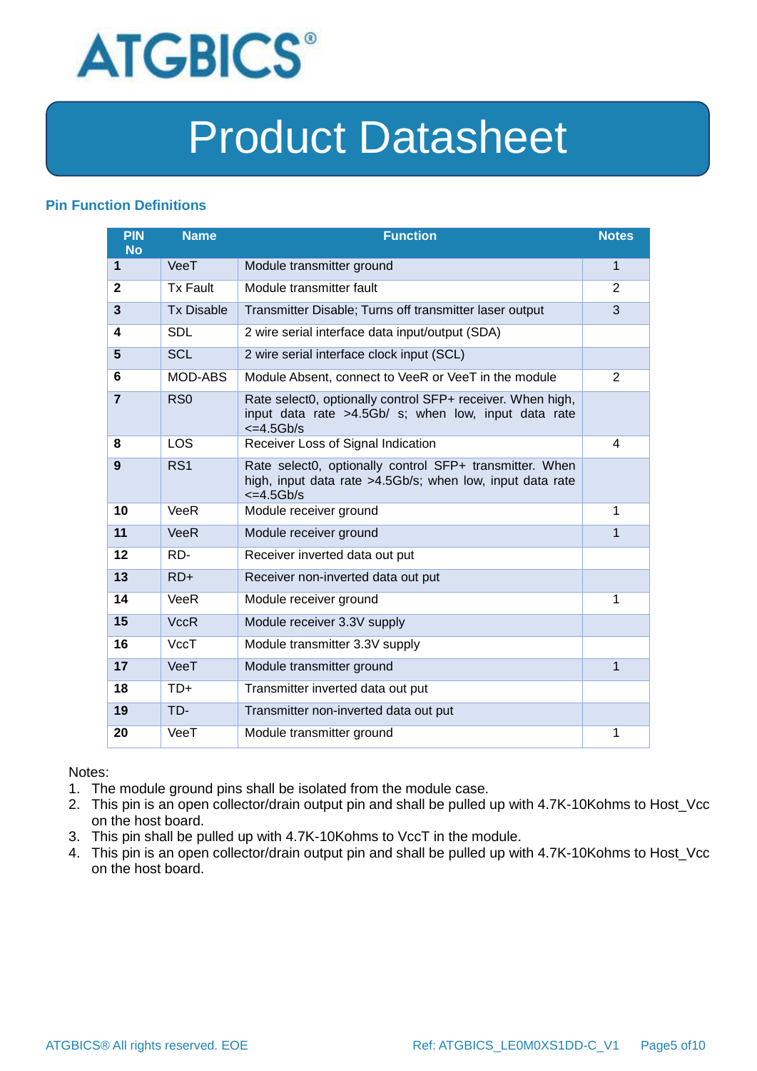# Product Datasheet

### Pin Function Definitions

| PIN No | Name | Function | Notes |
|---|---|---|---|
| **1** | VeeT | Module transmitter ground | 1 |
| **2** | Tx Fault | Module transmitter fault | 2 |
| **3** | Tx Disable | Transmitter Disable; Turns off transmitter laser output | 3 |
| **4** | SDL | 2 wire serial interface data input/output (SDA) | |
| **5** | SCL | 2 wire serial interface clock input (SCL) | |
| **6** | MOD-ABS | Module Absent, connect to VeeR or VeeT in the module | 2 |
| **7** | RS0 | Rate select0, optionally control SFP+ receiver. When high, input data rate >4.5Gb/ s; when low, input data rate <=4.5Gb/s | |
| **8** | LOS | Receiver Loss of Signal Indication | 4 |
| **9** | RS1 | Rate select0, optionally control SFP+ transmitter. When high, input data rate >4.5Gb/s; when low, input data rate <=4.5Gb/s | |
| **10** | VeeR | Module receiver ground | 1 |
| **11** | VeeR | Module receiver ground | 1 |
| **12** | RD- | Receiver inverted data out put | |
| **13** | RD+ | Receiver non-inverted data out put | |
| **14** | VeeR | Module receiver ground | 1 |
| **15** | VccR | Module receiver 3.3V supply | |
| **16** | VccT | Module transmitter 3.3V supply | |
| **17** | VeeT | Module transmitter ground | 1 |
| **18** | TD+ | Transmitter inverted data out put | |
| **19** | TD- | Transmitter non-inverted data out put | |
| **20** | VeeT | Module transmitter ground | 1 |

Notes:

1. The module ground pins shall be isolated from the module case.
2. This pin is an open collector/drain output pin and shall be pulled up with 4.7K-10Kohms to Host_Vcc on the host board.
3. This pin shall be pulled up with 4.7K-10Kohms to VccT in the module.
4. This pin is an open collector/drain output pin and shall be pulled up with 4.7K-10Kohms to Host_Vcc on the host board.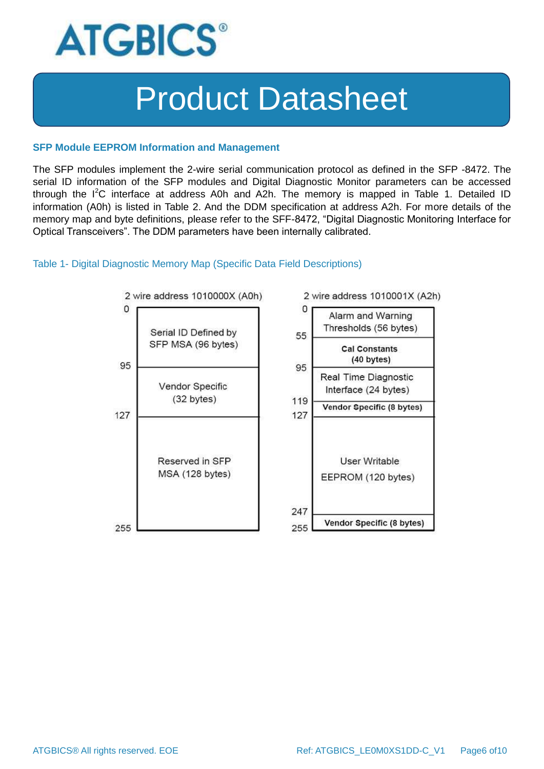## SFP Module EEPROM Information and Management

The SFP modules implement the 2-wire serial communication protocol as defined in the SFP -8472. The serial ID information of the SFP modules and Digital Diagnostic Monitor parameters can be accessed through the $I^2C$ interface at address A0h and A2h. The memory is mapped in Table 1. Detailed ID information (A0h) is listed in Table 2. And the DDM specification at address A2h. For more details of the memory map and byte definitions, please refer to the SFF-8472, “Digital Diagnostic Monitoring Interface for Optical Transceivers”. The DDM parameters have been internally calibrated.

Table 1- Digital Diagnostic Memory Map (Specific Data Field Descriptions)

| 2 wire address 1010000X (A0h) | |
|---|---|
| 0 – 95 | Serial ID Defined by SFP MSA (96 bytes) |
| 95 – 127 | Vendor Specific (32 bytes) |
| 127 – 255 | Reserved in SFP MSA (128 bytes) |

| 2 wire address 1010001X (A2h) | |
|---|---|
| 0 – 55 | Alarm and Warning Thresholds (56 bytes) |
| 55 – 95 | Cal Constants (40 bytes) |
| 95 – 119 | Real Time Diagnostic Interface (24 bytes) |
| 119 – 127 | Vendor Specific (8 bytes) |
| 127 – 247 | User Writable EEPROM (120 bytes) |
| 247 – 255 | Vendor Specific (8 bytes) |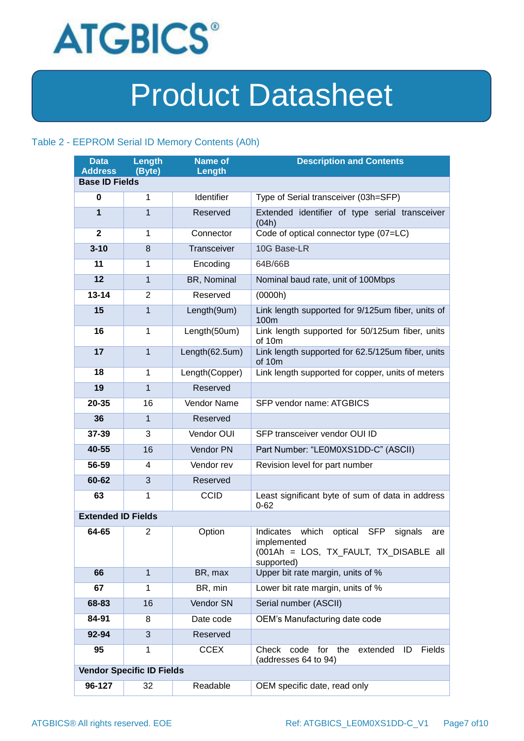Table 2 - EEPROM Serial ID Memory Contents (A0h)

| Data Address | Length (Byte) | Name of Length | Description and Contents |
|---|---|---|---|
| **Base ID Fields** | | | |
| **0** | 1 | Identifier | Type of Serial transceiver (03h=SFP) |
| **1** | 1 | Reserved | Extended identifier of type serial transceiver (04h) |
| **2** | 1 | Connector | Code of optical connector type (07=LC) |
| **3-10** | 8 | Transceiver | 10G Base-LR |
| **11** | 1 | Encoding | 64B/66B |
| **12** | 1 | BR, Nominal | Nominal baud rate, unit of 100Mbps |
| **13-14** | 2 | Reserved | (0000h) |
| **15** | 1 | Length(9um) | Link length supported for 9/125um fiber, units of 100m |
| **16** | 1 | Length(50um) | Link length supported for 50/125um fiber, units of 10m |
| **17** | 1 | Length(62.5um) | Link length supported for 62.5/125um fiber, units of 10m |
| **18** | 1 | Length(Copper) | Link length supported for copper, units of meters |
| **19** | 1 | Reserved | |
| **20-35** | 16 | Vendor Name | SFP vendor name: ATGBICS |
| **36** | 1 | Reserved | |
| **37-39** | 3 | Vendor OUI | SFP transceiver vendor OUI ID |
| **40-55** | 16 | Vendor PN | Part Number: "LE0M0XS1DD-C" (ASCII) |
| **56-59** | 4 | Vendor rev | Revision level for part number |
| **60-62** | 3 | Reserved | |
| **63** | 1 | CCID | Least significant byte of sum of data in address 0-62 |
| **Extended ID Fields** | | | |
| **64-65** | 2 | Option | Indicates which optical SFP signals are implemented (001Ah = LOS, TX_FAULT, TX_DISABLE all supported) |
| **66** | 1 | BR, max | Upper bit rate margin, units of % |
| **67** | 1 | BR, min | Lower bit rate margin, units of % |
| **68-83** | 16 | Vendor SN | Serial number (ASCII) |
| **84-91** | 8 | Date code | OEM's Manufacturing date code |
| **92-94** | 3 | Reserved | |
| **95** | 1 | CCEX | Check code for the extended ID Fields (addresses 64 to 94) |
| **Vendor Specific ID Fields** | | | |
| **96-127** | 32 | Readable | OEM specific date, read only |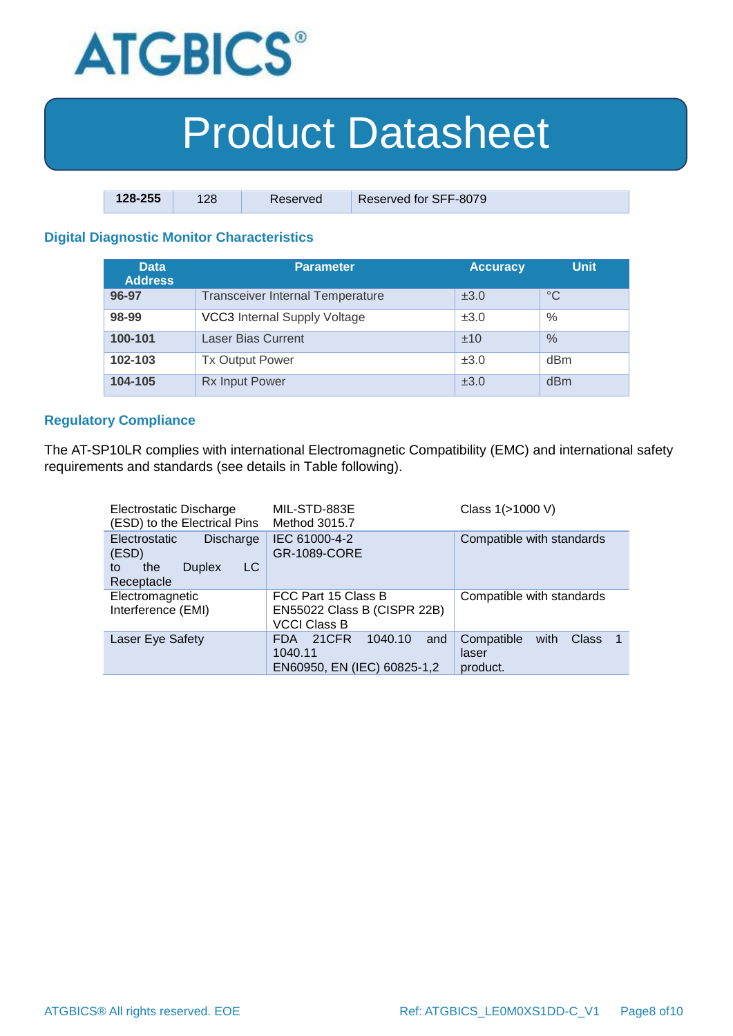| 128-255 | 128 | Reserved | Reserved for SFF-8079 |
|---|---|---|---|

## Digital Diagnostic Monitor Characteristics

| Data Address | Parameter | Accuracy | Unit |
|---|---|---|---|
| 96-97 | Transceiver Internal Temperature | ±3.0 | °C |
| 98-99 | VCC3 Internal Supply Voltage | ±3.0 | % |
| 100-101 | Laser Bias Current | ±10 | % |
| 102-103 | Tx Output Power | ±3.0 | dBm |
| 104-105 | Rx Input Power | ±3.0 | dBm |

## Regulatory Compliance

The AT-SP10LR complies with international Electromagnetic Compatibility (EMC) and international safety requirements and standards (see details in Table following).

| | | |
|---|---|---|
| Electrostatic Discharge (ESD) to the Electrical Pins | MIL-STD-883E Method 3015.7 | Class 1(>1000 V) |
| Electrostatic Discharge (ESD) to the Duplex LC Receptacle | IEC 61000-4-2 GR-1089-CORE | Compatible with standards |
| Electromagnetic Interference (EMI) | FCC Part 15 Class B EN55022 Class B (CISPR 22B) VCCI Class B | Compatible with standards |
| Laser Eye Safety | FDA 21CFR 1040.10 and 1040.11 EN60950, EN (IEC) 60825-1,2 | Compatible with Class 1 laser product. |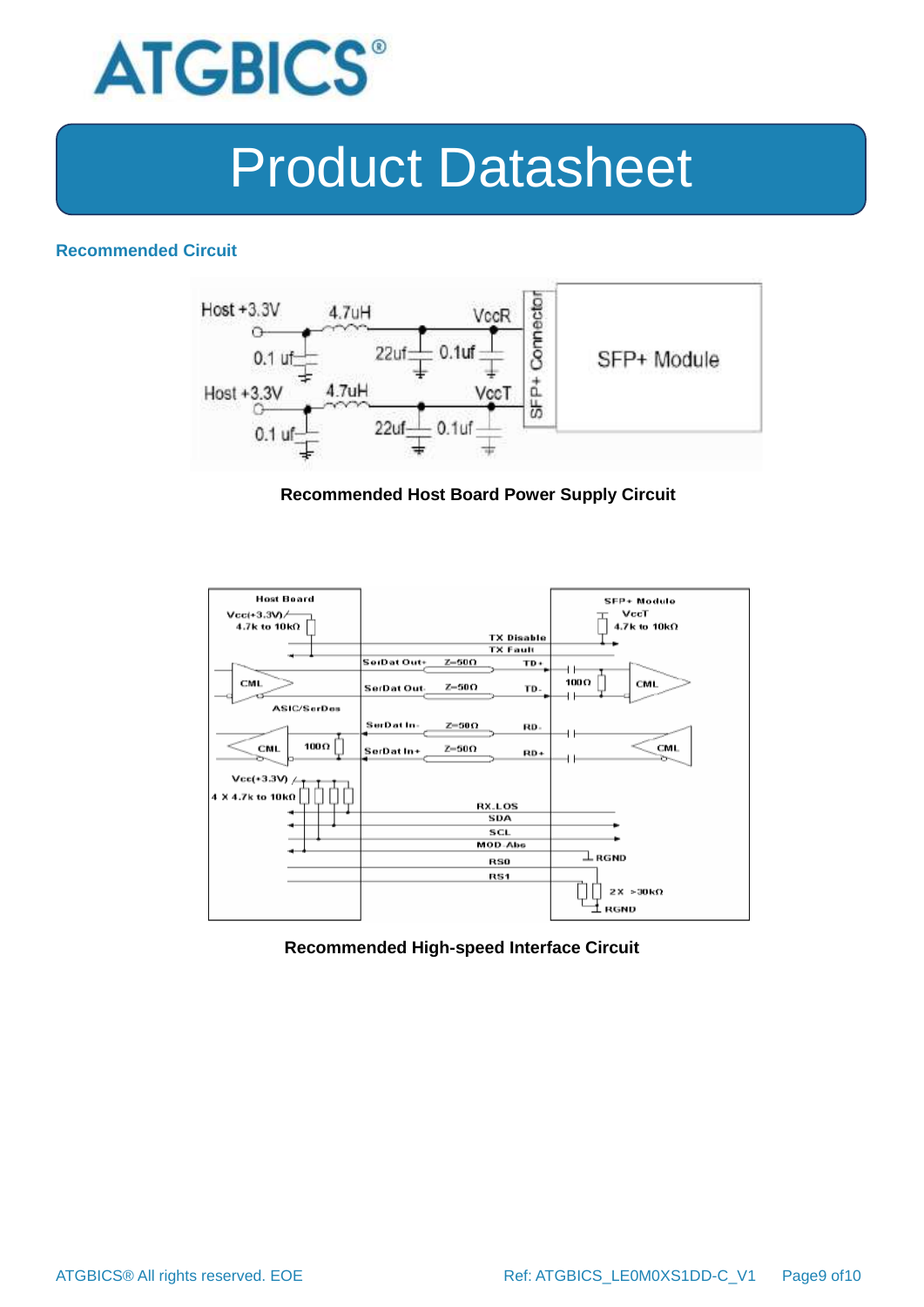## Recommended Circuit

**Recommended Host Board Power Supply Circuit**

**Recommended High-speed Interface Circuit**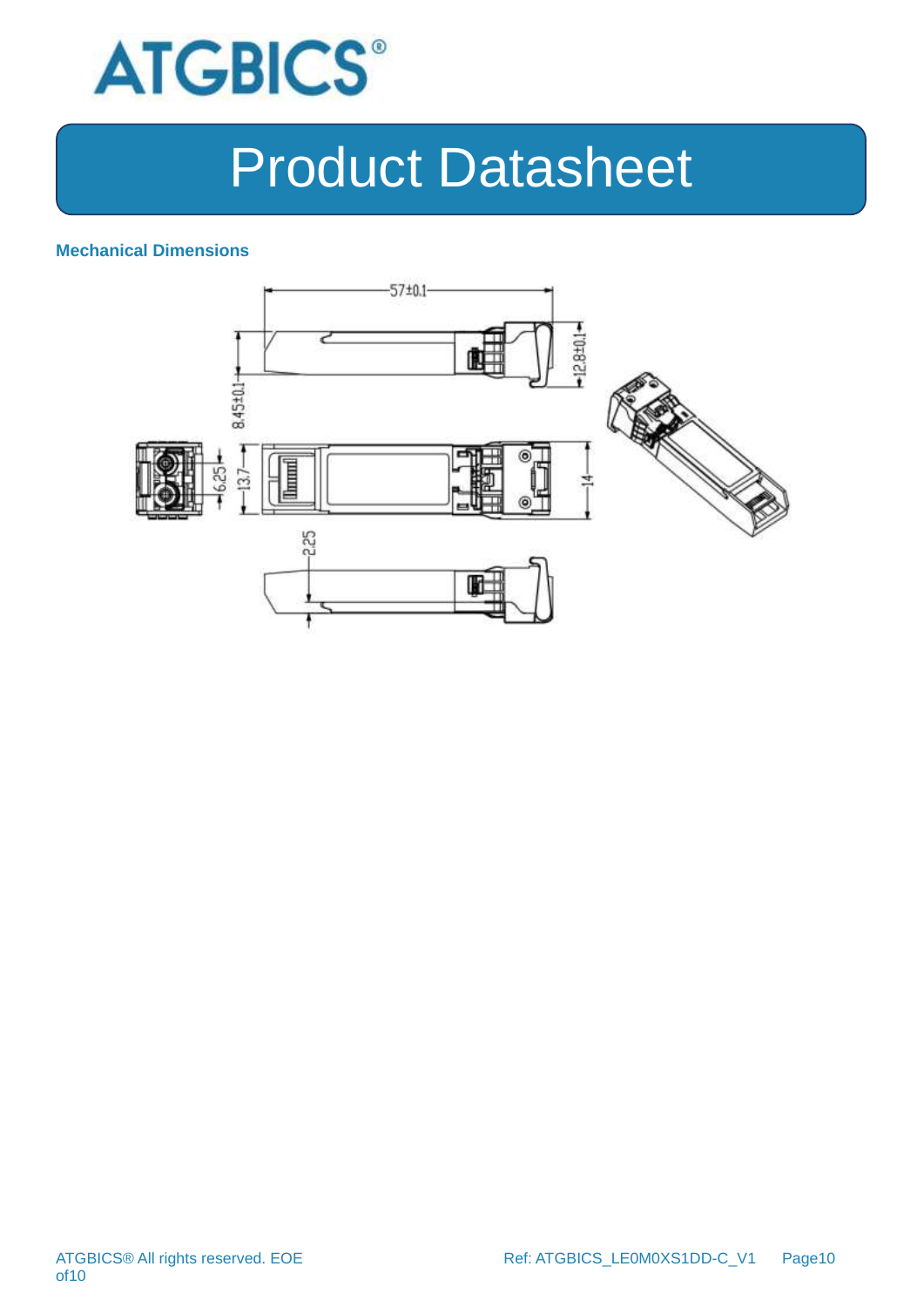**Mechanical Dimensions**

57±0.1

12.8±0.1

8.45±0.1

6.25

13.7

14

2.25